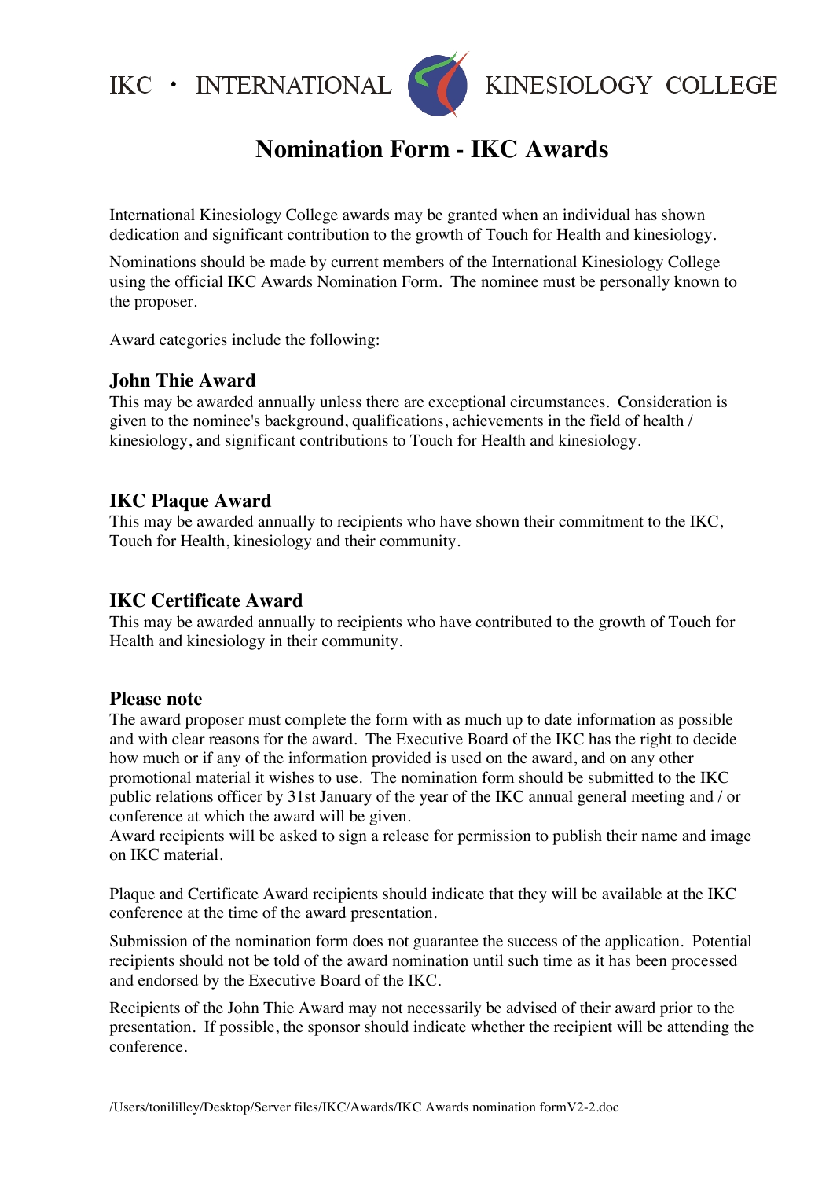IKC • INTERNATIONAL KINESIOLOGY COLLEGE

# Nomination Form - IKC Awards

International Kinesiology College awards may be granted when an individual has shown dedication and significant contribution to the growth of Touch for Health and kinesiology.

Nominations should be made by current members of the International Kinesiology College using the official IKC Awards Nomination Form. The nominee must be personally known to the proposer.

Award categories include the following:

## John Thie Award

This may be awarded annually unless there are exceptional circumstances. Consideration is given to the nominee's background, qualifications, achievements in the field of health / kinesiology, and significant contributions to Touch for Health and kinesiology.

## IKC Plaque Award

This may be awarded annually to recipients who have shown their commitment to the IKC, Touch for Health, kinesiology and their community.

## IKC Certificate Award

This may be awarded annually to recipients who have contributed to the growth of Touch for Health and kinesiology in their community.

## Please note

The award proposer must complete the form with as much up to date information as possible and with clear reasons for the award. The Executive Board of the IKC has the right to decide how much or if any of the information provided is used on the award, and on any other promotional material it wishes to use. The nomination form should be submitted to the IKC public relations officer by 31st January of the year of the IKC annual general meeting and / or conference at which the award will be given.
Award recipients will be asked to sign a release for permission to publish their name and image on IKC material.

Plaque and Certificate Award recipients should indicate that they will be available at the IKC conference at the time of the award presentation.

Submission of the nomination form does not guarantee the success of the application. Potential recipients should not be told of the award nomination until such time as it has been processed and endorsed by the Executive Board of the IKC.

Recipients of the John Thie Award may not necessarily be advised of their award prior to the presentation. If possible, the sponsor should indicate whether the recipient will be attending the conference.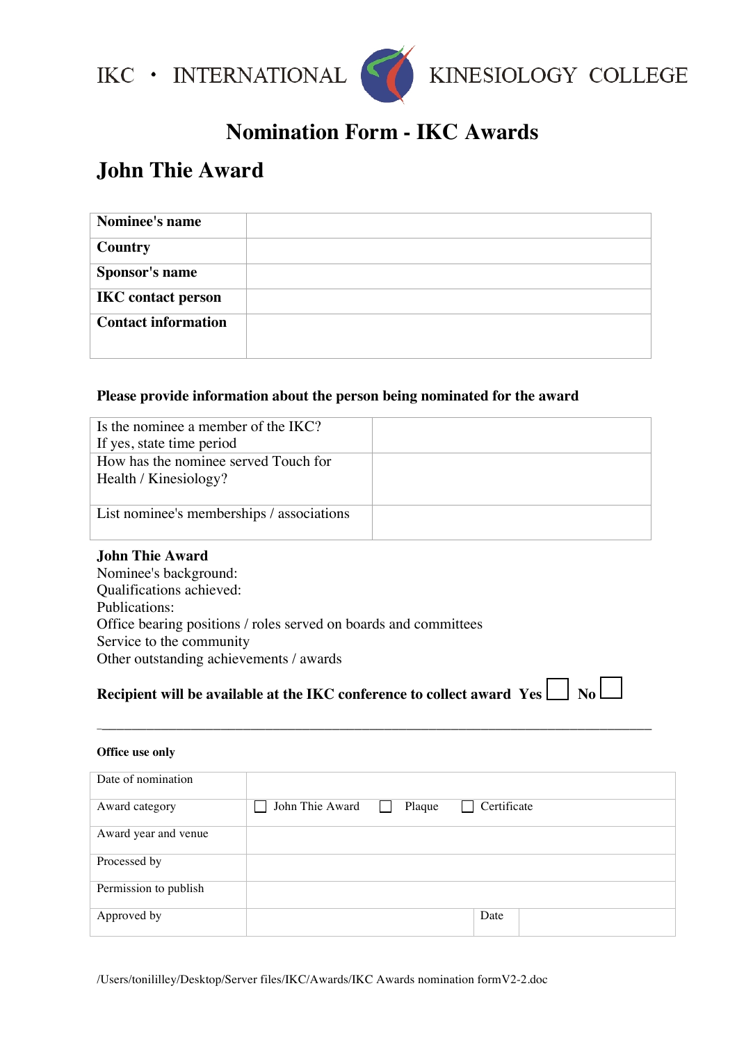IKC • INTERNATIONAL KINESIOLOGY COLLEGE

# Nomination Form - IKC Awards

## John Thie Award

| | |
|---|---|
| **Nominee's name** | |
| **Country** | |
| **Sponsor's name** | |
| **IKC contact person** | |
| **Contact information** | |

**Please provide information about the person being nominated for the award**

| | |
|---|---|
| Is the nominee a member of the IKC?<br>If yes, state time period | |
| How has the nominee served Touch for Health / Kinesiology? | |
| List nominee's memberships / associations | |

**John Thie Award**
Nominee's background:
Qualifications achieved:
Publications:
Office bearing positions / roles served on boards and committees
Service to the community
Other outstanding achievements / awards

**Recipient will be available at the IKC conference to collect award Yes** ☐ **No** ☐

---

**Office use only**

| | | | |
|---|---|---|---|
| Date of nomination | | | |
| Award category | ☐ John Thie Award ☐ Plaque ☐ Certificate | | |
| Award year and venue | | | |
| Processed by | | | |
| Permission to publish | | | |
| Approved by | | Date | |

/Users/tonililley/Desktop/Server files/IKC/Awards/IKC Awards nomination formV2-2.doc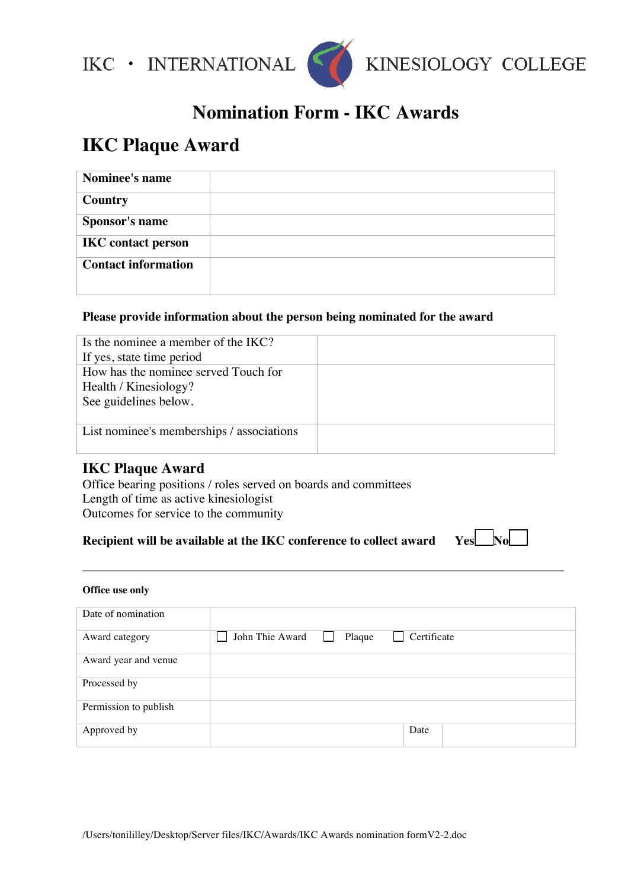IKC • INTERNATIONAL KINESIOLOGY COLLEGE

# Nomination Form - IKC Awards

## IKC Plaque Award

| | |
|---|---|
| **Nominee's name** | |
| **Country** | |
| **Sponsor's name** | |
| **IKC contact person** | |
| **Contact information** | |

**Please provide information about the person being nominated for the award**

| | |
|---|---|
| Is the nominee a member of the IKC?<br>If yes, state time period | |
| How has the nominee served Touch for Health / Kinesiology?<br>See guidelines below. | |
| List nominee's memberships / associations | |

### IKC Plaque Award

Office bearing positions / roles served on boards and committees
Length of time as active kinesiologist
Outcomes for service to the community

**Recipient will be available at the IKC conference to collect award** **Yes** ☐ **No** ☐

---

**Office use only**

| | | | |
|---|---|---|---|
| Date of nomination | | | |
| Award category | ☐ John Thie Award ☐ Plaque ☐ Certificate | | |
| Award year and venue | | | |
| Processed by | | | |
| Permission to publish | | | |
| Approved by | | Date | |

/Users/tonililley/Desktop/Server files/IKC/Awards/IKC Awards nomination formV2-2.doc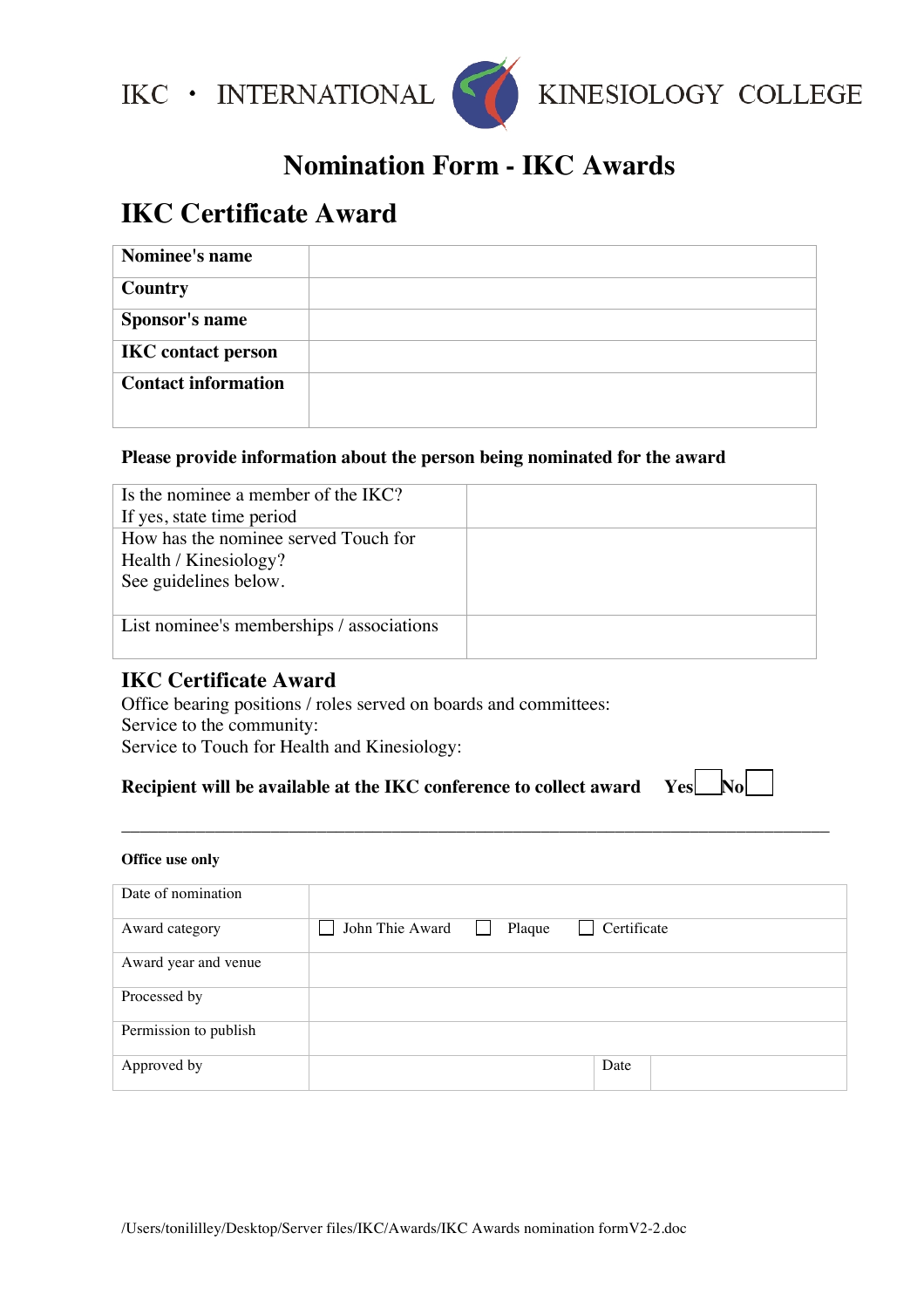IKC • INTERNATIONAL KINESIOLOGY COLLEGE

# Nomination Form - IKC Awards

## IKC Certificate Award

| | |
|---|---|
| **Nominee's name** | |
| **Country** | |
| **Sponsor's name** | |
| **IKC contact person** | |
| **Contact information** | |

**Please provide information about the person being nominated for the award**

| | |
|---|---|
| Is the nominee a member of the IKC? If yes, state time period | |
| How has the nominee served Touch for Health / Kinesiology? See guidelines below. | |
| List nominee's memberships / associations | |

### IKC Certificate Award

Office bearing positions / roles served on boards and committees:
Service to the community:
Service to Touch for Health and Kinesiology:

**Recipient will be available at the IKC conference to collect award Yes☐ No☐**

---

**Office use only**

| | | | |
|---|---|---|---|
| Date of nomination | | | |
| Award category | ☐ John Thie Award ☐ Plaque ☐ Certificate | | |
| Award year and venue | | | |
| Processed by | | | |
| Permission to publish | | | |
| Approved by | | Date | |

/Users/tonililley/Desktop/Server files/IKC/Awards/IKC Awards nomination formV2-2.doc